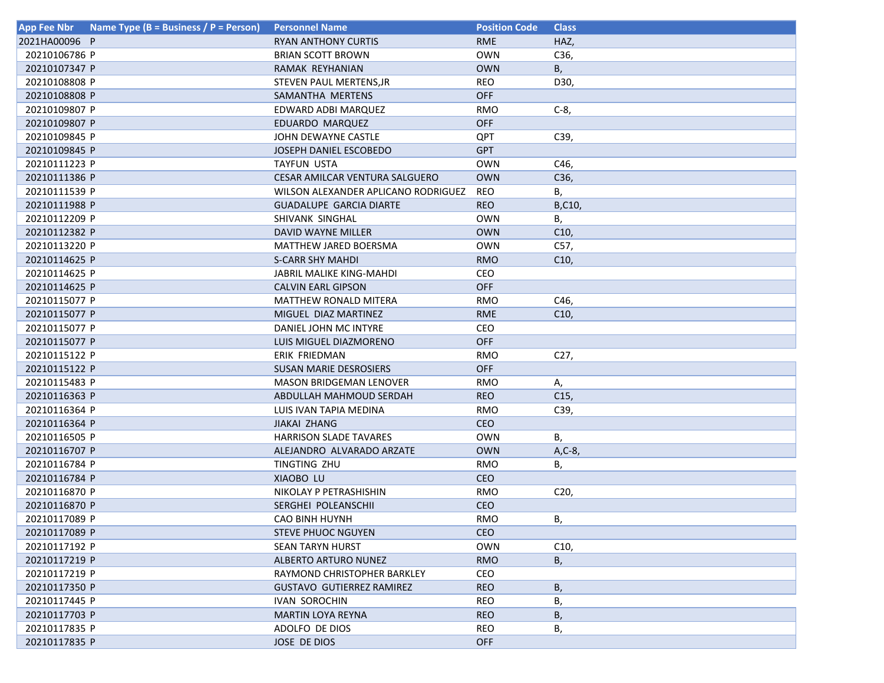| App Fee Nbr | Name Type (B = Business / P = Person) | Personnel Name | Position Code | Class |
|---|---|---|---|---|
| 2021HA00096 | P | RYAN ANTHONY CURTIS | RME | HAZ, |
| 20210106786 | P | BRIAN SCOTT BROWN | OWN | C36, |
| 20210107347 | P | RAMAK  REYHANIAN | OWN | B, |
| 20210108808 | P | STEVEN PAUL MERTENS,JR | REO | D30, |
| 20210108808 | P | SAMANTHA  MERTENS | OFF | |
| 20210109807 | P | EDWARD ADBI MARQUEZ | RMO | C-8, |
| 20210109807 | P | EDUARDO  MARQUEZ | OFF | |
| 20210109845 | P | JOHN DEWAYNE CASTLE | QPT | C39, |
| 20210109845 | P | JOSEPH DANIEL ESCOBEDO | GPT | |
| 20210111223 | P | TAYFUN  USTA | OWN | C46, |
| 20210111386 | P | CESAR AMILCAR VENTURA SALGUERO | OWN | C36, |
| 20210111539 | P | WILSON ALEXANDER APLICANO RODRIGUEZ | REO | B, |
| 20210111988 | P | GUADALUPE  GARCIA DIARTE | REO | B,C10, |
| 20210112209 | P | SHIVANK  SINGHAL | OWN | B, |
| 20210112382 | P | DAVID WAYNE MILLER | OWN | C10, |
| 20210113220 | P | MATTHEW JARED BOERSMA | OWN | C57, |
| 20210114625 | P | S-CARR SHY MAHDI | RMO | C10, |
| 20210114625 | P | JABRIL MALIKE KING-MAHDI | CEO | |
| 20210114625 | P | CALVIN EARL GIPSON | OFF | |
| 20210115077 | P | MATTHEW RONALD MITERA | RMO | C46, |
| 20210115077 | P | MIGUEL  DIAZ MARTINEZ | RME | C10, |
| 20210115077 | P | DANIEL JOHN MC INTYRE | CEO | |
| 20210115077 | P | LUIS MIGUEL DIAZMORENO | OFF | |
| 20210115122 | P | ERIK  FRIEDMAN | RMO | C27, |
| 20210115122 | P | SUSAN MARIE DESROSIERS | OFF | |
| 20210115483 | P | MASON BRIDGEMAN LENOVER | RMO | A, |
| 20210116363 | P | ABDULLAH MAHMOUD SERDAH | REO | C15, |
| 20210116364 | P | LUIS IVAN TAPIA MEDINA | RMO | C39, |
| 20210116364 | P | JIAKAI  ZHANG | CEO | |
| 20210116505 | P | HARRISON SLADE TAVARES | OWN | B, |
| 20210116707 | P | ALEJANDRO  ALVARADO ARZATE | OWN | A,C-8, |
| 20210116784 | P | TINGTING  ZHU | RMO | B, |
| 20210116784 | P | XIAOBO  LU | CEO | |
| 20210116870 | P | NIKOLAY P PETRASHISHIN | RMO | C20, |
| 20210116870 | P | SERGHEI  POLEANSCHII | CEO | |
| 20210117089 | P | CAO BINH HUYNH | RMO | B, |
| 20210117089 | P | STEVE PHUOC NGUYEN | CEO | |
| 20210117192 | P | SEAN TARYN HURST | OWN | C10, |
| 20210117219 | P | ALBERTO ARTURO NUNEZ | RMO | B, |
| 20210117219 | P | RAYMOND CHRISTOPHER BARKLEY | CEO | |
| 20210117350 | P | GUSTAVO  GUTIERREZ RAMIREZ | REO | B, |
| 20210117445 | P | IVAN  SOROCHIN | REO | B, |
| 20210117703 | P | MARTIN LOYA REYNA | REO | B, |
| 20210117835 | P | ADOLFO  DE DIOS | REO | B, |
| 20210117835 | P | JOSE  DE DIOS | OFF | |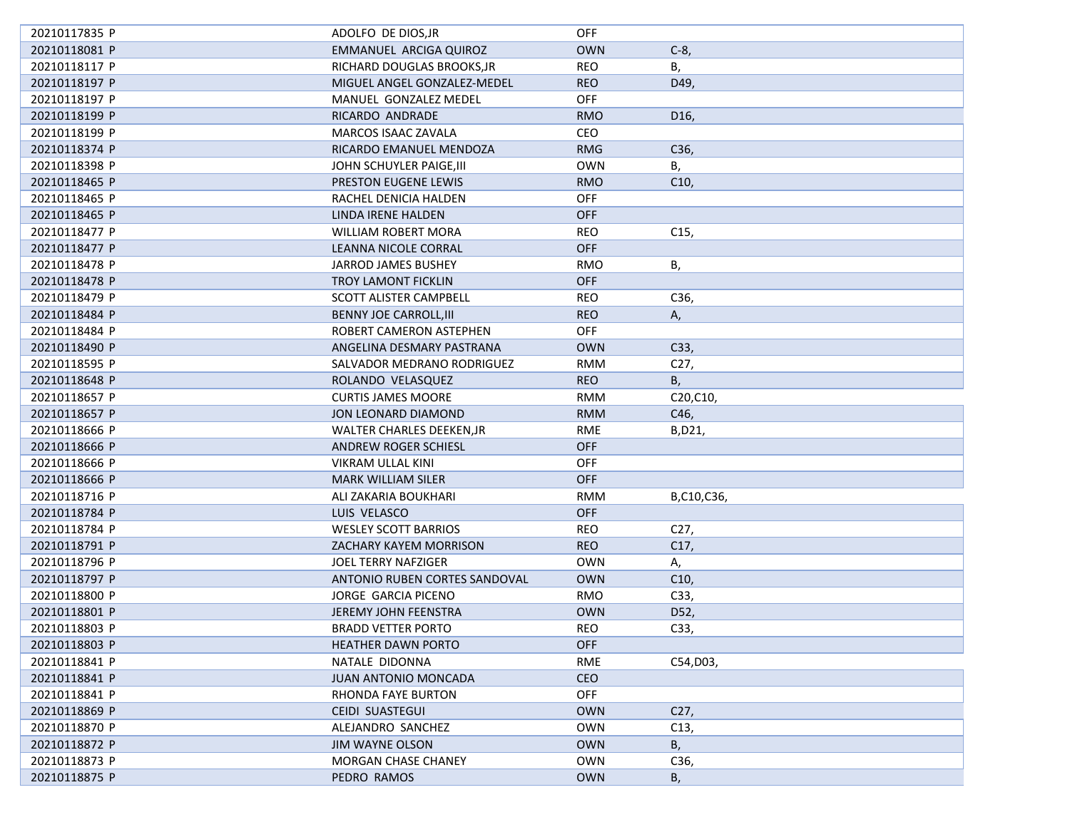| | | | |
|---|---|---|---|
| 20210117835 P | ADOLFO DE DIOS,JR | OFF | |
| 20210118081 P | EMMANUEL ARCIGA QUIROZ | OWN | C-8, |
| 20210118117 P | RICHARD DOUGLAS BROOKS,JR | REO | B, |
| 20210118197 P | MIGUEL ANGEL GONZALEZ-MEDEL | REO | D49, |
| 20210118197 P | MANUEL GONZALEZ MEDEL | OFF | |
| 20210118199 P | RICARDO ANDRADE | RMO | D16, |
| 20210118199 P | MARCOS ISAAC ZAVALA | CEO | |
| 20210118374 P | RICARDO EMANUEL MENDOZA | RMG | C36, |
| 20210118398 P | JOHN SCHUYLER PAIGE,III | OWN | B, |
| 20210118465 P | PRESTON EUGENE LEWIS | RMO | C10, |
| 20210118465 P | RACHEL DENICIA HALDEN | OFF | |
| 20210118465 P | LINDA IRENE HALDEN | OFF | |
| 20210118477 P | WILLIAM ROBERT MORA | REO | C15, |
| 20210118477 P | LEANNA NICOLE CORRAL | OFF | |
| 20210118478 P | JARROD JAMES BUSHEY | RMO | B, |
| 20210118478 P | TROY LAMONT FICKLIN | OFF | |
| 20210118479 P | SCOTT ALISTER CAMPBELL | REO | C36, |
| 20210118484 P | BENNY JOE CARROLL,III | REO | A, |
| 20210118484 P | ROBERT CAMERON ASTEPHEN | OFF | |
| 20210118490 P | ANGELINA DESMARY PASTRANA | OWN | C33, |
| 20210118595 P | SALVADOR MEDRANO RODRIGUEZ | RMM | C27, |
| 20210118648 P | ROLANDO VELASQUEZ | REO | B, |
| 20210118657 P | CURTIS JAMES MOORE | RMM | C20,C10, |
| 20210118657 P | JON LEONARD DIAMOND | RMM | C46, |
| 20210118666 P | WALTER CHARLES DEEKEN,JR | RME | B,D21, |
| 20210118666 P | ANDREW ROGER SCHIESL | OFF | |
| 20210118666 P | VIKRAM ULLAL KINI | OFF | |
| 20210118666 P | MARK WILLIAM SILER | OFF | |
| 20210118716 P | ALI ZAKARIA BOUKHARI | RMM | B,C10,C36, |
| 20210118784 P | LUIS VELASCO | OFF | |
| 20210118784 P | WESLEY SCOTT BARRIOS | REO | C27, |
| 20210118791 P | ZACHARY KAYEM MORRISON | REO | C17, |
| 20210118796 P | JOEL TERRY NAFZIGER | OWN | A, |
| 20210118797 P | ANTONIO RUBEN CORTES SANDOVAL | OWN | C10, |
| 20210118800 P | JORGE GARCIA PICENO | RMO | C33, |
| 20210118801 P | JEREMY JOHN FEENSTRA | OWN | D52, |
| 20210118803 P | BRADD VETTER PORTO | REO | C33, |
| 20210118803 P | HEATHER DAWN PORTO | OFF | |
| 20210118841 P | NATALE DIDONNA | RME | C54,D03, |
| 20210118841 P | JUAN ANTONIO MONCADA | CEO | |
| 20210118841 P | RHONDA FAYE BURTON | OFF | |
| 20210118869 P | CEIDI SUASTEGUI | OWN | C27, |
| 20210118870 P | ALEJANDRO SANCHEZ | OWN | C13, |
| 20210118872 P | JIM WAYNE OLSON | OWN | B, |
| 20210118873 P | MORGAN CHASE CHANEY | OWN | C36, |
| 20210118875 P | PEDRO RAMOS | OWN | B, |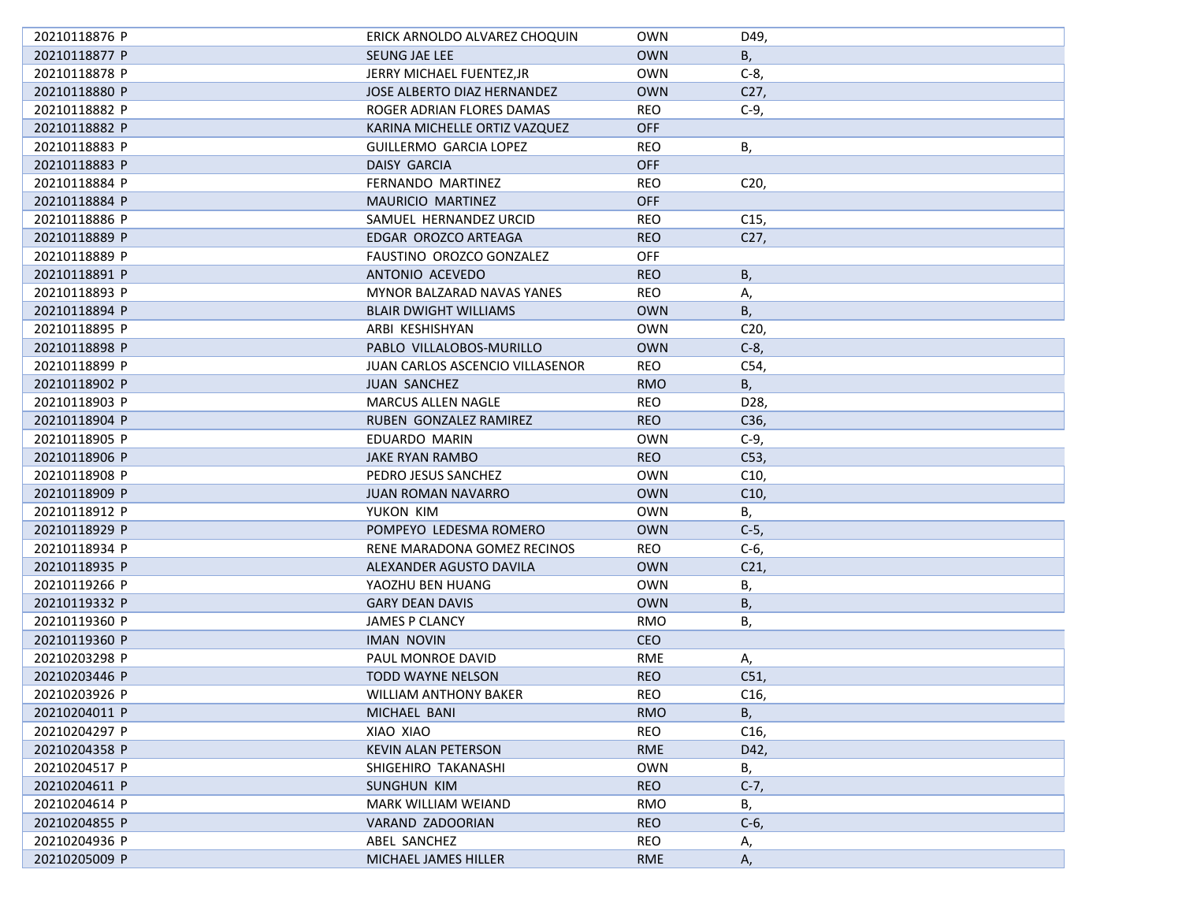| | | | |
|---|---|---|---|
| 20210118876 P | ERICK ARNOLDO ALVAREZ CHOQUIN | OWN | D49, |
| 20210118877 P | SEUNG JAE LEE | OWN | B, |
| 20210118878 P | JERRY MICHAEL FUENTEZ,JR | OWN | C-8, |
| 20210118880 P | JOSE ALBERTO DIAZ HERNANDEZ | OWN | C27, |
| 20210118882 P | ROGER ADRIAN FLORES DAMAS | REO | C-9, |
| 20210118882 P | KARINA MICHELLE ORTIZ VAZQUEZ | OFF | |
| 20210118883 P | GUILLERMO GARCIA LOPEZ | REO | B, |
| 20210118883 P | DAISY GARCIA | OFF | |
| 20210118884 P | FERNANDO MARTINEZ | REO | C20, |
| 20210118884 P | MAURICIO MARTINEZ | OFF | |
| 20210118886 P | SAMUEL HERNANDEZ URCID | REO | C15, |
| 20210118889 P | EDGAR OROZCO ARTEAGA | REO | C27, |
| 20210118889 P | FAUSTINO OROZCO GONZALEZ | OFF | |
| 20210118891 P | ANTONIO ACEVEDO | REO | B, |
| 20210118893 P | MYNOR BALZARAD NAVAS YANES | REO | A, |
| 20210118894 P | BLAIR DWIGHT WILLIAMS | OWN | B, |
| 20210118895 P | ARBI KESHISHYAN | OWN | C20, |
| 20210118898 P | PABLO VILLALOBOS-MURILLO | OWN | C-8, |
| 20210118899 P | JUAN CARLOS ASCENCIO VILLASENOR | REO | C54, |
| 20210118902 P | JUAN SANCHEZ | RMO | B, |
| 20210118903 P | MARCUS ALLEN NAGLE | REO | D28, |
| 20210118904 P | RUBEN GONZALEZ RAMIREZ | REO | C36, |
| 20210118905 P | EDUARDO MARIN | OWN | C-9, |
| 20210118906 P | JAKE RYAN RAMBO | REO | C53, |
| 20210118908 P | PEDRO JESUS SANCHEZ | OWN | C10, |
| 20210118909 P | JUAN ROMAN NAVARRO | OWN | C10, |
| 20210118912 P | YUKON KIM | OWN | B, |
| 20210118929 P | POMPEYO LEDESMA ROMERO | OWN | C-5, |
| 20210118934 P | RENE MARADONA GOMEZ RECINOS | REO | C-6, |
| 20210118935 P | ALEXANDER AGUSTO DAVILA | OWN | C21, |
| 20210119266 P | YAOZHU BEN HUANG | OWN | B, |
| 20210119332 P | GARY DEAN DAVIS | OWN | B, |
| 20210119360 P | JAMES P CLANCY | RMO | B, |
| 20210119360 P | IMAN NOVIN | CEO | |
| 20210203298 P | PAUL MONROE DAVID | RME | A, |
| 20210203446 P | TODD WAYNE NELSON | REO | C51, |
| 20210203926 P | WILLIAM ANTHONY BAKER | REO | C16, |
| 20210204011 P | MICHAEL BANI | RMO | B, |
| 20210204297 P | XIAO XIAO | REO | C16, |
| 20210204358 P | KEVIN ALAN PETERSON | RME | D42, |
| 20210204517 P | SHIGEHIRO TAKANASHI | OWN | B, |
| 20210204611 P | SUNGHUN KIM | REO | C-7, |
| 20210204614 P | MARK WILLIAM WEIAND | RMO | B, |
| 20210204855 P | VARAND ZADOORIAN | REO | C-6, |
| 20210204936 P | ABEL SANCHEZ | REO | A, |
| 20210205009 P | MICHAEL JAMES HILLER | RME | A, |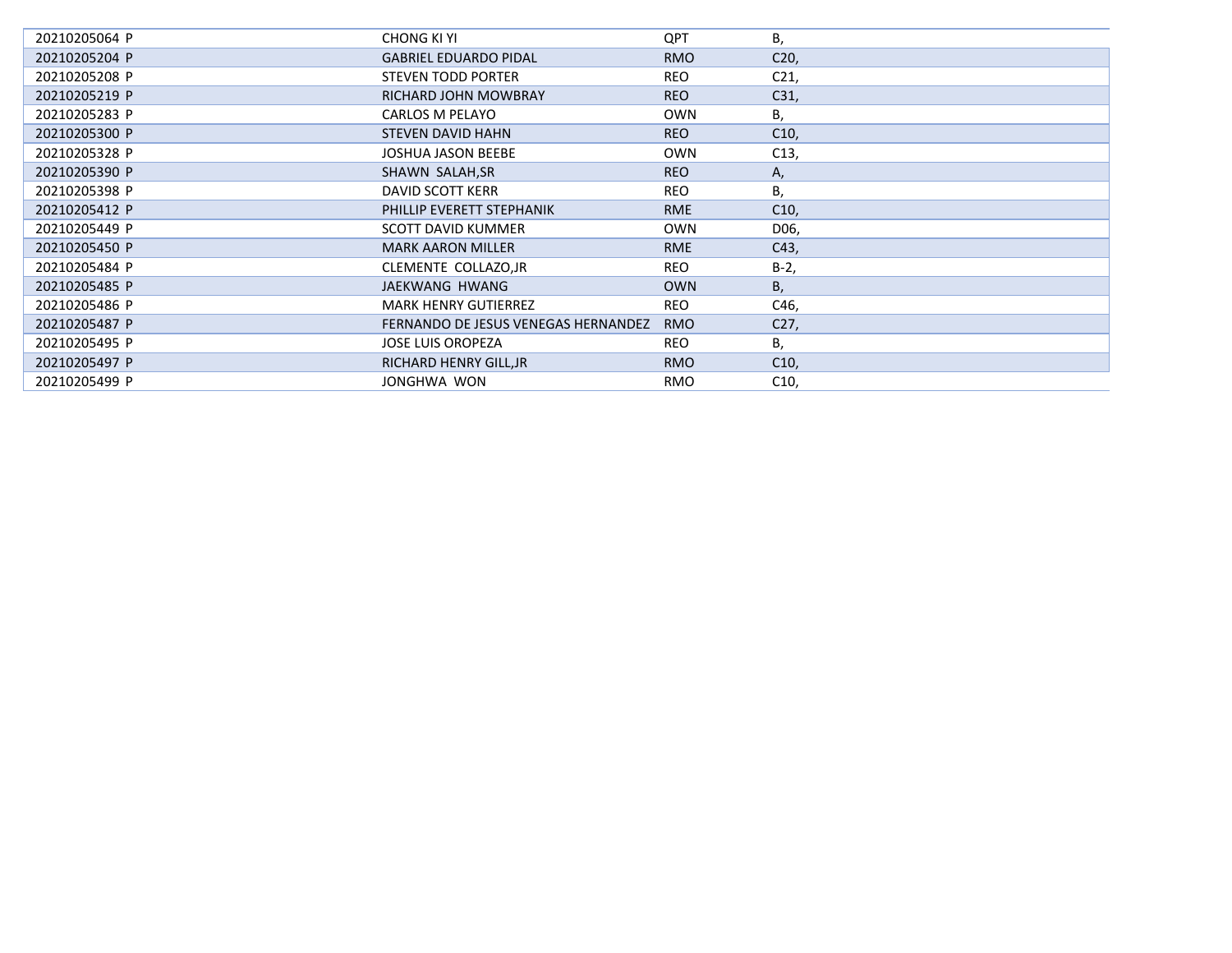| | | | |
|---|---|---|---|
| 20210205064 P | CHONG KI YI | QPT | B, |
| 20210205204 P | GABRIEL EDUARDO PIDAL | RMO | C20, |
| 20210205208 P | STEVEN TODD PORTER | REO | C21, |
| 20210205219 P | RICHARD JOHN MOWBRAY | REO | C31, |
| 20210205283 P | CARLOS M PELAYO | OWN | B, |
| 20210205300 P | STEVEN DAVID HAHN | REO | C10, |
| 20210205328 P | JOSHUA JASON BEEBE | OWN | C13, |
| 20210205390 P | SHAWN SALAH,SR | REO | A, |
| 20210205398 P | DAVID SCOTT KERR | REO | B, |
| 20210205412 P | PHILLIP EVERETT STEPHANIK | RME | C10, |
| 20210205449 P | SCOTT DAVID KUMMER | OWN | D06, |
| 20210205450 P | MARK AARON MILLER | RME | C43, |
| 20210205484 P | CLEMENTE COLLAZO,JR | REO | B-2, |
| 20210205485 P | JAEKWANG HWANG | OWN | B, |
| 20210205486 P | MARK HENRY GUTIERREZ | REO | C46, |
| 20210205487 P | FERNANDO DE JESUS VENEGAS HERNANDEZ | RMO | C27, |
| 20210205495 P | JOSE LUIS OROPEZA | REO | B, |
| 20210205497 P | RICHARD HENRY GILL,JR | RMO | C10, |
| 20210205499 P | JONGHWA WON | RMO | C10, |